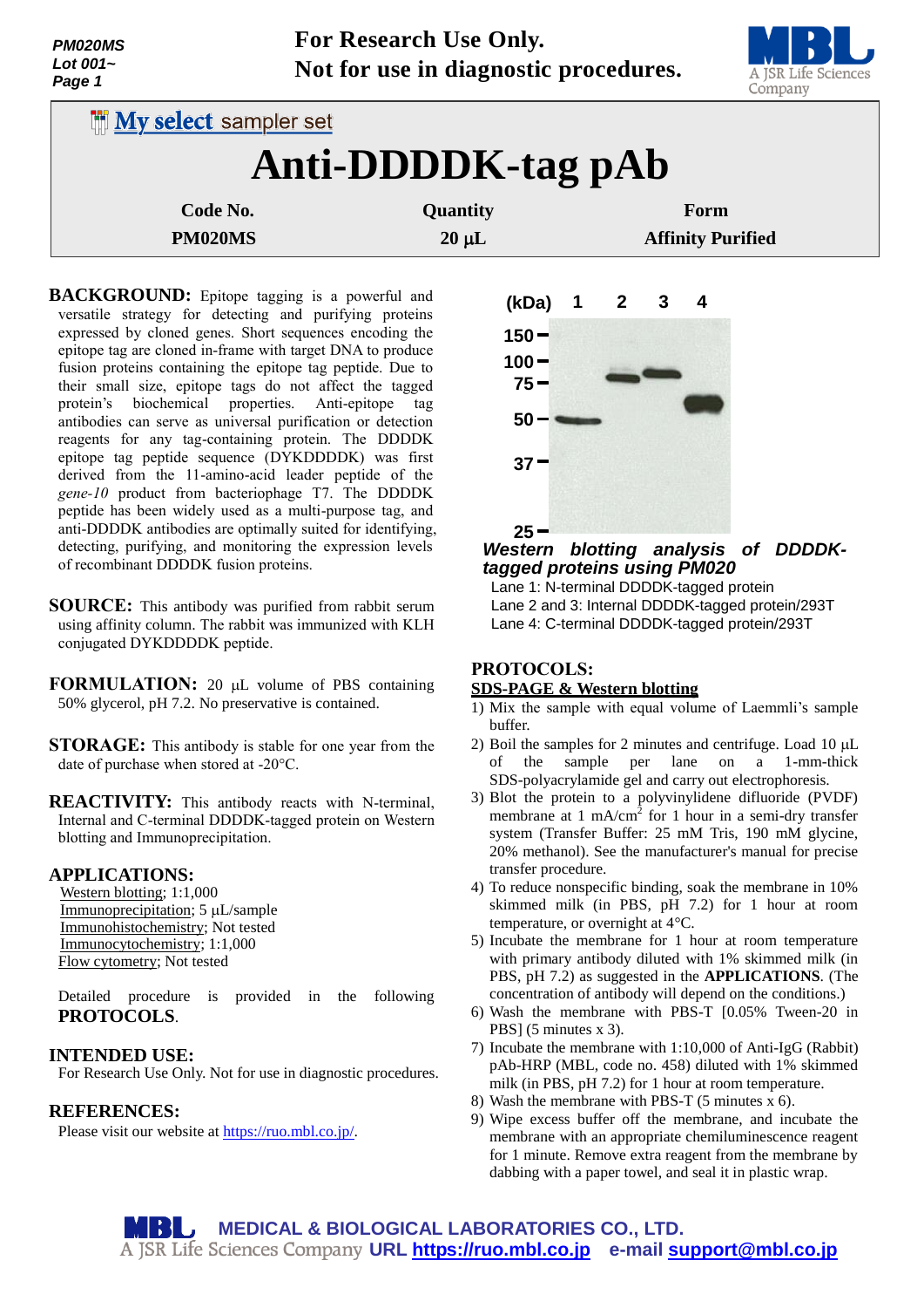**For Research Use Only.**
**Not for use in diagnostic procedures.**

My select sampler set

# Anti-DDDDK-tag pAb

| Code No. | Quantity | Form |
|---|---|---|
| PM020MS | 20 µL | Affinity Purified |

**BACKGROUND:** Epitope tagging is a powerful and versatile strategy for detecting and purifying proteins expressed by cloned genes. Short sequences encoding the epitope tag are cloned in-frame with target DNA to produce fusion proteins containing the epitope tag peptide. Due to their small size, epitope tags do not affect the tagged protein's biochemical properties. Anti-epitope tag antibodies can serve as universal purification or detection reagents for any tag-containing protein. The DDDDK epitope tag peptide sequence (DYKDDDDK) was first derived from the 11-amino-acid leader peptide of the *gene-10* product from bacteriophage T7. The DDDDK peptide has been widely used as a multi-purpose tag, and anti-DDDDK antibodies are optimally suited for identifying, detecting, purifying, and monitoring the expression levels of recombinant DDDDK fusion proteins.

**SOURCE:** This antibody was purified from rabbit serum using affinity column. The rabbit was immunized with KLH conjugated DYKDDDDK peptide.

**FORMULATION:** 20 µL volume of PBS containing 50% glycerol, pH 7.2. No preservative is contained.

**STORAGE:** This antibody is stable for one year from the date of purchase when stored at -20°C.

**REACTIVITY:** This antibody reacts with N-terminal, Internal and C-terminal DDDDK-tagged protein on Western blotting and Immunoprecipitation.

## APPLICATIONS:

Western blotting; 1:1,000
Immunoprecipitation; 5 µL/sample
Immunohistochemistry; Not tested
Immunocytochemistry; 1:1,000
Flow cytometry; Not tested

Detailed procedure is provided in the following **PROTOCOLS**.

## INTENDED USE:

For Research Use Only. Not for use in diagnostic procedures.

## REFERENCES:

Please visit our website at https://ruo.mbl.co.jp/.

*Western blotting analysis of DDDDK-tagged proteins using PM020*

Lane 1: N-terminal DDDDK-tagged protein
Lane 2 and 3: Internal DDDDK-tagged protein/293T
Lane 4: C-terminal DDDDK-tagged protein/293T

## PROTOCOLS:

### SDS-PAGE & Western blotting

1) Mix the sample with equal volume of Laemmli's sample buffer.
2) Boil the samples for 2 minutes and centrifuge. Load 10 µL of the sample per lane on a 1-mm-thick SDS-polyacrylamide gel and carry out electrophoresis.
3) Blot the protein to a polyvinylidene difluoride (PVDF) membrane at 1 mA/cm$^2$ for 1 hour in a semi-dry transfer system (Transfer Buffer: 25 mM Tris, 190 mM glycine, 20% methanol). See the manufacturer's manual for precise transfer procedure.
4) To reduce nonspecific binding, soak the membrane in 10% skimmed milk (in PBS, pH 7.2) for 1 hour at room temperature, or overnight at 4°C.
5) Incubate the membrane for 1 hour at room temperature with primary antibody diluted with 1% skimmed milk (in PBS, pH 7.2) as suggested in the **APPLICATIONS**. (The concentration of antibody will depend on the conditions.)
6) Wash the membrane with PBS-T [0.05% Tween-20 in PBS] (5 minutes x 3).
7) Incubate the membrane with 1:10,000 of Anti-IgG (Rabbit) pAb-HRP (MBL, code no. 458) diluted with 1% skimmed milk (in PBS, pH 7.2) for 1 hour at room temperature.
8) Wash the membrane with PBS-T (5 minutes x 6).
9) Wipe excess buffer off the membrane, and incubate the membrane with an appropriate chemiluminescence reagent for 1 minute. Remove extra reagent from the membrane by dabbing with a paper towel, and seal it in plastic wrap.

**MEDICAL & BIOLOGICAL LABORATORIES CO., LTD.**
A JSR Life Sciences Company **URL https://ruo.mbl.co.jp** **e-mail support@mbl.co.jp**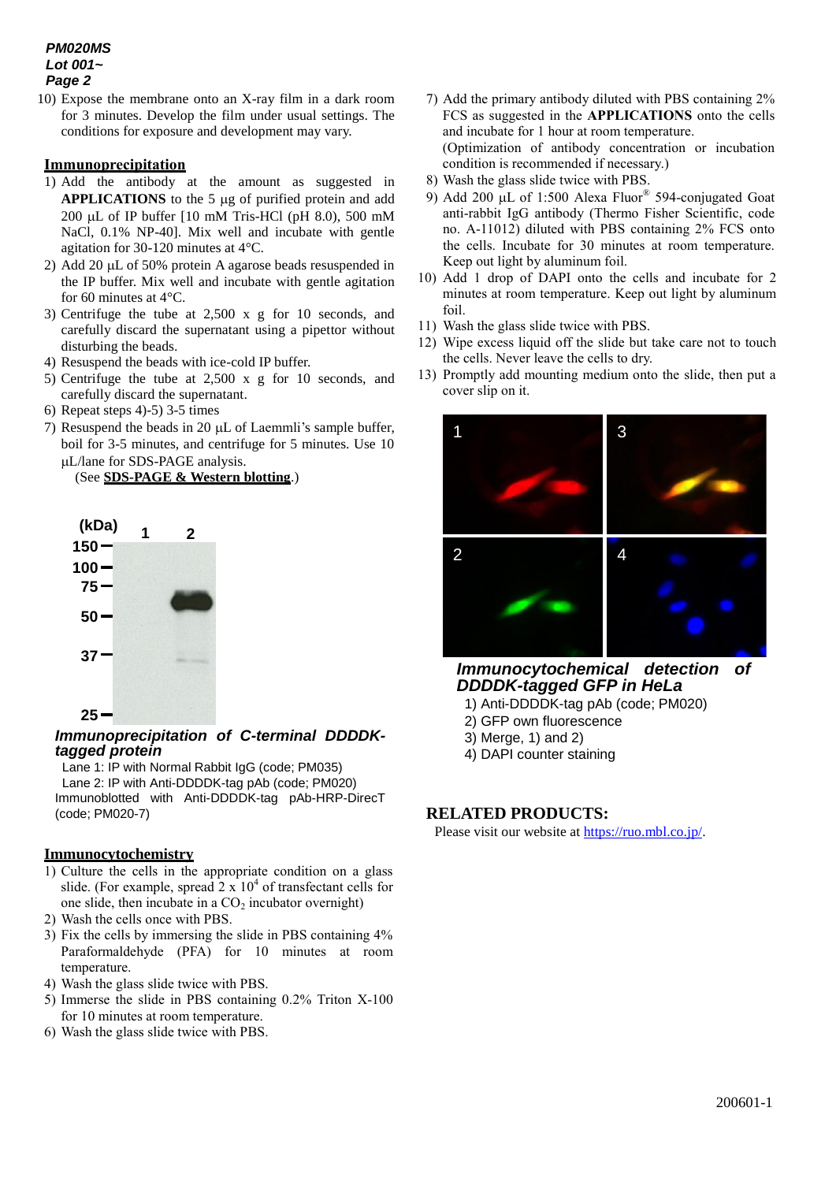10) Expose the membrane onto an X-ray film in a dark room for 3 minutes. Develop the film under usual settings. The conditions for exposure and development may vary.

## Immunoprecipitation

1) Add the antibody at the amount as suggested in **APPLICATIONS** to the 5 μg of purified protein and add 200 μL of IP buffer [10 mM Tris-HCl (pH 8.0), 500 mM NaCl, 0.1% NP-40]. Mix well and incubate with gentle agitation for 30-120 minutes at 4°C.
2) Add 20 μL of 50% protein A agarose beads resuspended in the IP buffer. Mix well and incubate with gentle agitation for 60 minutes at 4°C.
3) Centrifuge the tube at 2,500 x g for 10 seconds, and carefully discard the supernatant using a pipettor without disturbing the beads.
4) Resuspend the beads with ice-cold IP buffer.
5) Centrifuge the tube at 2,500 x g for 10 seconds, and carefully discard the supernatant.
6) Repeat steps 4)-5) 3-5 times
7) Resuspend the beads in 20 μL of Laemmli's sample buffer, boil for 3-5 minutes, and centrifuge for 5 minutes. Use 10 μL/lane for SDS-PAGE analysis.
   (See **SDS-PAGE & Western blotting**.)

(kDa)
1 2
150
100
75
50
37
25

*Immunoprecipitation of C-terminal DDDDK-tagged protein*

Lane 1: IP with Normal Rabbit IgG (code; PM035)
Lane 2: IP with Anti-DDDDK-tag pAb (code; PM020)
Immunoblotted with Anti-DDDDK-tag pAb-HRP-DirecT (code; PM020-7)

## Immunocytochemistry

1) Culture the cells in the appropriate condition on a glass slide. (For example, spread $2 \times 10^4$ of transfectant cells for one slide, then incubate in a $CO_2$ incubator overnight)
2) Wash the cells once with PBS.
3) Fix the cells by immersing the slide in PBS containing 4% Paraformaldehyde (PFA) for 10 minutes at room temperature.
4) Wash the glass slide twice with PBS.
5) Immerse the slide in PBS containing 0.2% Triton X-100 for 10 minutes at room temperature.
6) Wash the glass slide twice with PBS.
7) Add the primary antibody diluted with PBS containing 2% FCS as suggested in the **APPLICATIONS** onto the cells and incubate for 1 hour at room temperature.
   (Optimization of antibody concentration or incubation condition is recommended if necessary.)
8) Wash the glass slide twice with PBS.
9) Add 200 μL of 1:500 Alexa Fluor® 594-conjugated Goat anti-rabbit IgG antibody (Thermo Fisher Scientific, code no. A-11012) diluted with PBS containing 2% FCS onto the cells. Incubate for 30 minutes at room temperature. Keep out light by aluminum foil.
10) Add 1 drop of DAPI onto the cells and incubate for 2 minutes at room temperature. Keep out light by aluminum foil.
11) Wash the glass slide twice with PBS.
12) Wipe excess liquid off the slide but take care not to touch the cells. Never leave the cells to dry.
13) Promptly add mounting medium onto the slide, then put a cover slip on it.

1 3
2 4

*Immunocytochemical detection of DDDDK-tagged GFP in HeLa*

1) Anti-DDDDK-tag pAb (code; PM020)
2) GFP own fluorescence
3) Merge, 1) and 2)
4) DAPI counter staining

## RELATED PRODUCTS:

Please visit our website at https://ruo.mbl.co.jp/.